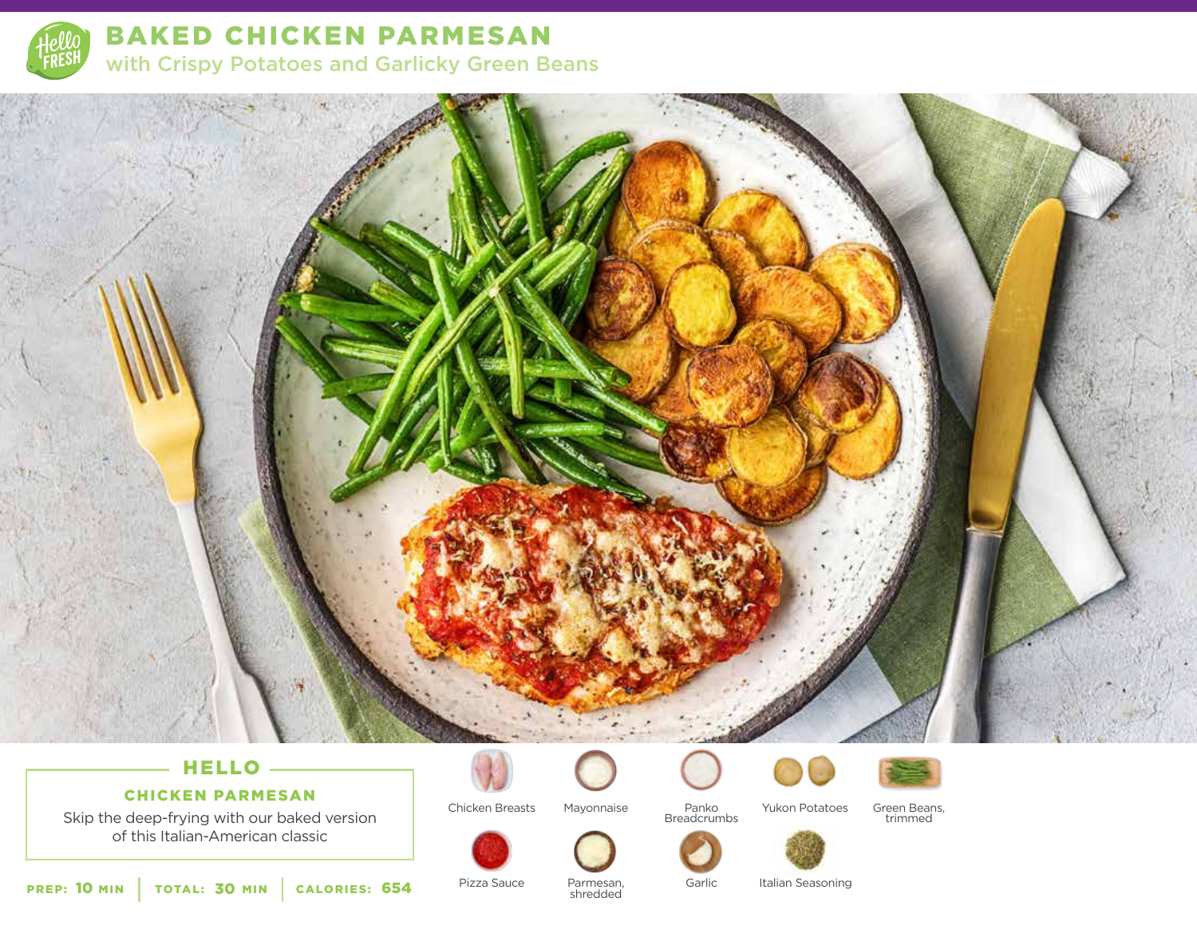# BAKED CHICKEN PARMESAN

## with Crispy Potatoes and Garlicky Green Beans

### HELLO

**CHICKEN PARMESAN**

Skip the deep-frying with our baked version of this Italian-American classic

**PREP:** 10 MIN | **TOTAL:** 30 MIN | **CALORIES:** 654

- Chicken Breasts
- Mayonnaise
- Panko Breadcrumbs
- Yukon Potatoes
- Green Beans, trimmed
- Pizza Sauce
- Parmesan, shredded
- Garlic
- Italian Seasoning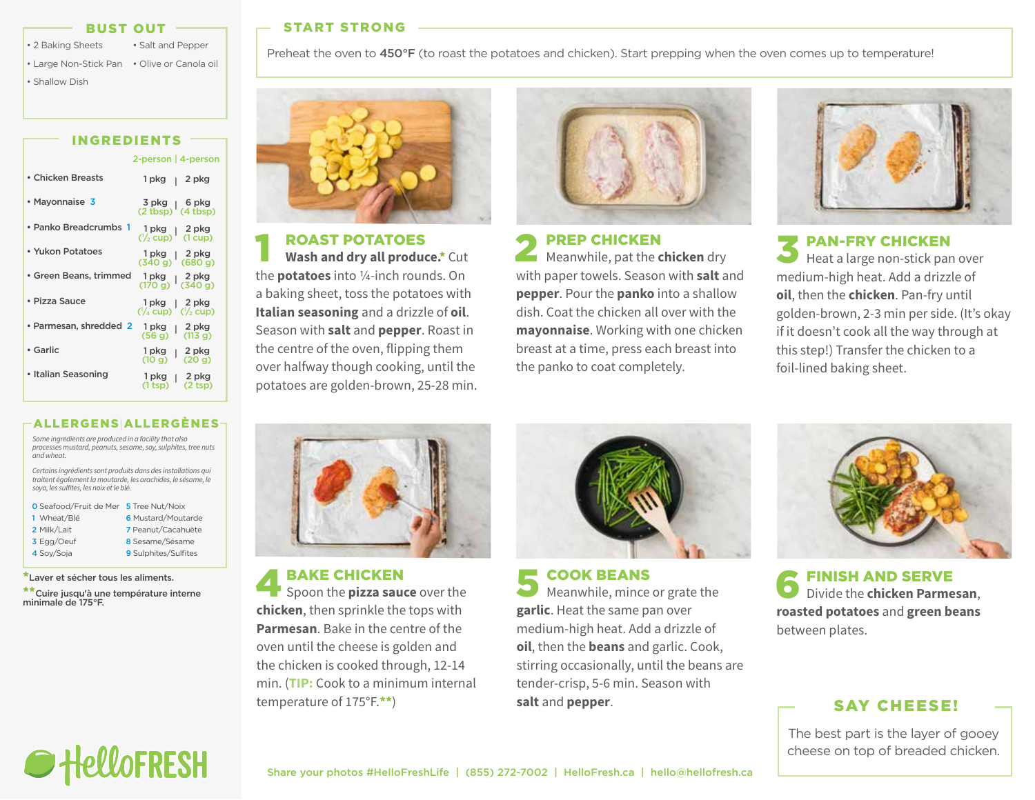## BUST OUT

- 2 Baking Sheets
- Large Non-Stick Pan
- Shallow Dish
- Salt and Pepper
- Olive or Canola oil

## INGREDIENTS

| | 2-person | 4-person |
|---|---|---|
| Chicken Breasts | 1 pkg | 2 pkg |
| Mayonnaise 3 | 3 pkg (2 tbsp) | 6 pkg (4 tbsp) |
| Panko Breadcrumbs 1 | 1 pkg (½ cup) | 2 pkg (1 cup) |
| Yukon Potatoes | 1 pkg (340 g) | 2 pkg (680 g) |
| Green Beans, trimmed | 1 pkg (170 g) | 2 pkg (340 g) |
| Pizza Sauce | 1 pkg (¼ cup) | 2 pkg (½ cup) |
| Parmesan, shredded 2 | 1 pkg (56 g) | 2 pkg (113 g) |
| Garlic | 1 pkg (10 g) | 2 pkg (20 g) |
| Italian Seasoning | 1 pkg (1 tsp) | 2 pkg (2 tsp) |

## ALLERGENS | ALLERGÈNES

*Some ingredients are produced in a facility that also processes mustard, peanuts, sesame, soy, sulphites, tree nuts and wheat.*

*Certains ingrédients sont produits dans des installations qui traitent également la moutarde, les arachides, le sésame, le soya, les sulfites, les noix et le blé.*

- 0 Seafood/Fruit de Mer
- 1 Wheat/Blé
- 2 Milk/Lait
- 3 Egg/Oeuf
- 4 Soy/Soja
- 5 Tree Nut/Noix
- 6 Mustard/Moutarde
- 7 Peanut/Cacahuète
- 8 Sesame/Sésame
- 9 Sulphites/Sulfites

*Laver et sécher tous les aliments.

**Cuire jusqu'à une température interne minimale de 175°F.

## START STRONG

Preheat the oven to **450°F** (to roast the potatoes and chicken). Start prepping when the oven comes up to temperature!

### 1 ROAST POTATOES

**Wash and dry all produce.*** Cut the **potatoes** into ¼-inch rounds. On a baking sheet, toss the potatoes with **Italian seasoning** and a drizzle of **oil**. Season with **salt** and **pepper**. Roast in the centre of the oven, flipping them over halfway though cooking, until the potatoes are golden-brown, 25-28 min.

### 2 PREP CHICKEN

Meanwhile, pat the **chicken** dry with paper towels. Season with **salt** and **pepper**. Pour the **panko** into a shallow dish. Coat the chicken all over with the **mayonnaise**. Working with one chicken breast at a time, press each breast into the panko to coat completely.

### 3 PAN-FRY CHICKEN

Heat a large non-stick pan over medium-high heat. Add a drizzle of **oil**, then the **chicken**. Pan-fry until golden-brown, 2-3 min per side. (It's okay if it doesn't cook all the way through at this step!) Transfer the chicken to a foil-lined baking sheet.

### 4 BAKE CHICKEN

Spoon the **pizza sauce** over the **chicken**, then sprinkle the tops with **Parmesan**. Bake in the centre of the oven until the cheese is golden and the chicken is cooked through, 12-14 min. (**TIP:** Cook to a minimum internal temperature of 175°F.**)

### 5 COOK BEANS

Meanwhile, mince or grate the **garlic**. Heat the same pan over medium-high heat. Add a drizzle of **oil**, then the **beans** and garlic. Cook, stirring occasionally, until the beans are tender-crisp, 5-6 min. Season with **salt** and **pepper**.

### 6 FINISH AND SERVE

Divide the **chicken Parmesan**, **roasted potatoes** and **green beans** between plates.

## SAY CHEESE!

The best part is the layer of gooey cheese on top of breaded chicken.

HelloFRESH

Share your photos #HelloFreshLife | (855) 272-7002 | HelloFresh.ca | hello@hellofresh.ca